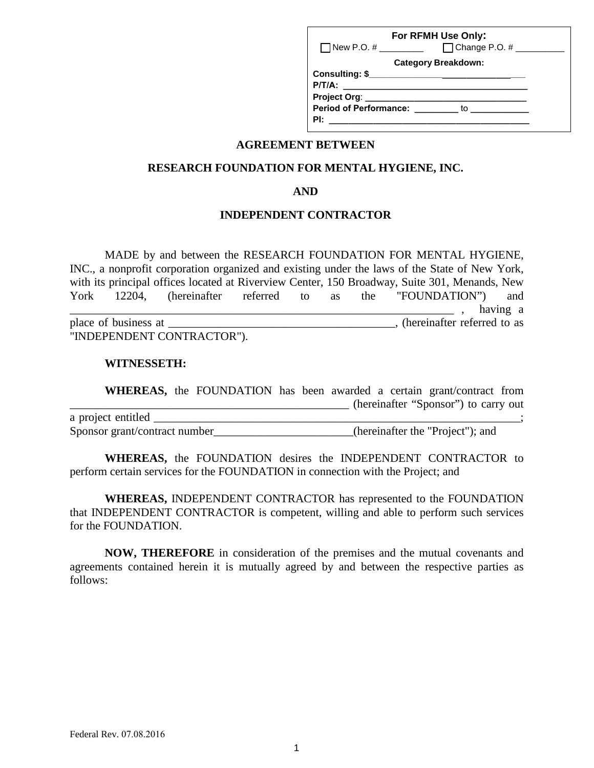**For RFMH Use Only:**

☐ New P.O. # _________ ☐ Change P.O. # __________

**Category Breakdown:**

**Consulting: $**_____________________________

**P/T/A:** _____________________________________

**Project Org**: _________________________________

**Period of Performance:** _________ to ____________

**PI:** _________________________________________

**AGREEMENT BETWEEN**

**RESEARCH FOUNDATION FOR MENTAL HYGIENE, INC.**

**AND**

**INDEPENDENT CONTRACTOR**

MADE by and between the RESEARCH FOUNDATION FOR MENTAL HYGIENE, INC., a nonprofit corporation organized and existing under the laws of the State of New York, with its principal offices located at Riverview Center, 150 Broadway, Suite 301, Menands, New York 12204, (hereinafter referred to as the "FOUNDATION") and ______________________________________________________________________, having a place of business at ________________________________________, (hereinafter referred to as "INDEPENDENT CONTRACTOR").

**WITNESSETH:**

**WHEREAS,** the FOUNDATION has been awarded a certain grant/contract from __________________________________________________ (hereinafter "Sponsor") to carry out a project entitled ______________________________________________________________; Sponsor grant/contract number________________________(hereinafter the "Project"); and

**WHEREAS,** the FOUNDATION desires the INDEPENDENT CONTRACTOR to perform certain services for the FOUNDATION in connection with the Project; and

**WHEREAS,** INDEPENDENT CONTRACTOR has represented to the FOUNDATION that INDEPENDENT CONTRACTOR is competent, willing and able to perform such services for the FOUNDATION.

**NOW, THEREFORE** in consideration of the premises and the mutual covenants and agreements contained herein it is mutually agreed by and between the respective parties as follows:

Federal Rev. 07.08.2016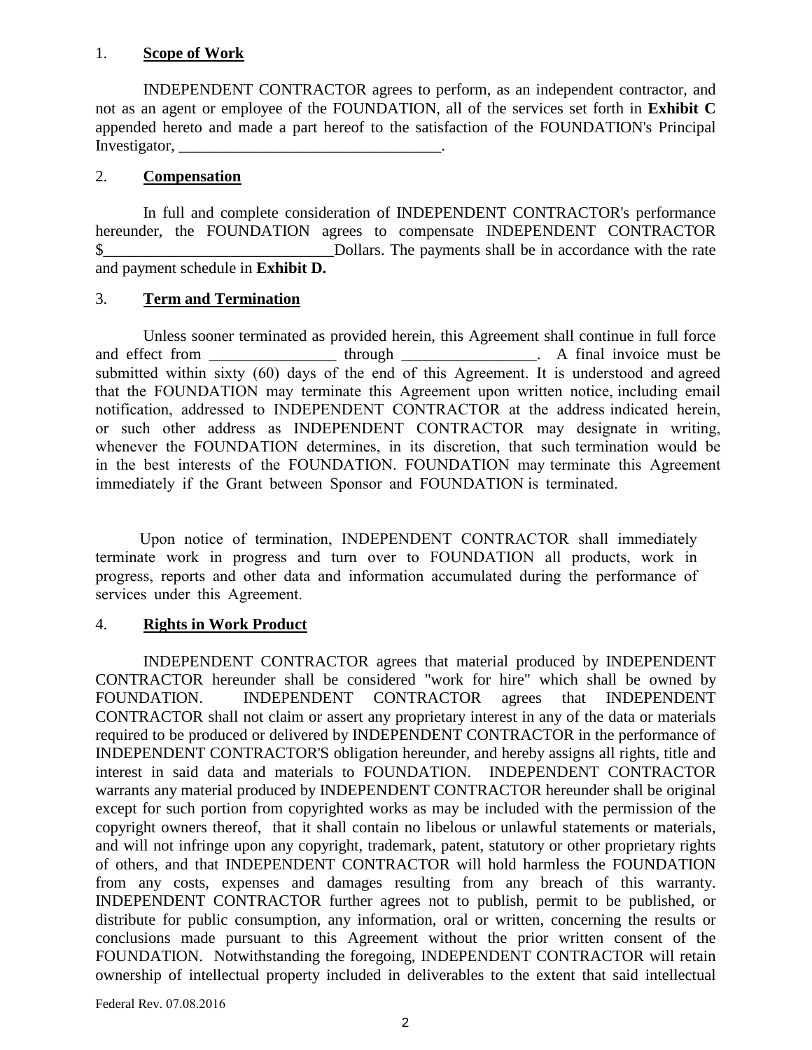1. **Scope of Work**

INDEPENDENT CONTRACTOR agrees to perform, as an independent contractor, and not as an agent or employee of the FOUNDATION, all of the services set forth in **Exhibit C** appended hereto and made a part hereof to the satisfaction of the FOUNDATION's Principal Investigator, _________________________________.

2. **Compensation**

In full and complete consideration of INDEPENDENT CONTRACTOR's performance hereunder, the FOUNDATION agrees to compensate INDEPENDENT CONTRACTOR $_____________________________Dollars. The payments shall be in accordance with the rate and payment schedule in **Exhibit D.**

3. **Term and Termination**

Unless sooner terminated as provided herein, this Agreement shall continue in full force and effect from ________________ through _________________. A final invoice must be submitted within sixty (60) days of the end of this Agreement. It is understood and agreed that the FOUNDATION may terminate this Agreement upon written notice, including email notification, addressed to INDEPENDENT CONTRACTOR at the address indicated herein, or such other address as INDEPENDENT CONTRACTOR may designate in writing, whenever the FOUNDATION determines, in its discretion, that such termination would be in the best interests of the FOUNDATION. FOUNDATION may terminate this Agreement immediately if the Grant between Sponsor and FOUNDATION is terminated.

Upon notice of termination, INDEPENDENT CONTRACTOR shall immediately terminate work in progress and turn over to FOUNDATION all products, work in progress, reports and other data and information accumulated during the performance of services under this Agreement.

4. **Rights in Work Product**

INDEPENDENT CONTRACTOR agrees that material produced by INDEPENDENT CONTRACTOR hereunder shall be considered "work for hire" which shall be owned by FOUNDATION. INDEPENDENT CONTRACTOR agrees that INDEPENDENT CONTRACTOR shall not claim or assert any proprietary interest in any of the data or materials required to be produced or delivered by INDEPENDENT CONTRACTOR in the performance of INDEPENDENT CONTRACTOR'S obligation hereunder, and hereby assigns all rights, title and interest in said data and materials to FOUNDATION. INDEPENDENT CONTRACTOR warrants any material produced by INDEPENDENT CONTRACTOR hereunder shall be original except for such portion from copyrighted works as may be included with the permission of the copyright owners thereof, that it shall contain no libelous or unlawful statements or materials, and will not infringe upon any copyright, trademark, patent, statutory or other proprietary rights of others, and that INDEPENDENT CONTRACTOR will hold harmless the FOUNDATION from any costs, expenses and damages resulting from any breach of this warranty. INDEPENDENT CONTRACTOR further agrees not to publish, permit to be published, or distribute for public consumption, any information, oral or written, concerning the results or conclusions made pursuant to this Agreement without the prior written consent of the FOUNDATION. Notwithstanding the foregoing, INDEPENDENT CONTRACTOR will retain ownership of intellectual property included in deliverables to the extent that said intellectual

Federal Rev. 07.08.2016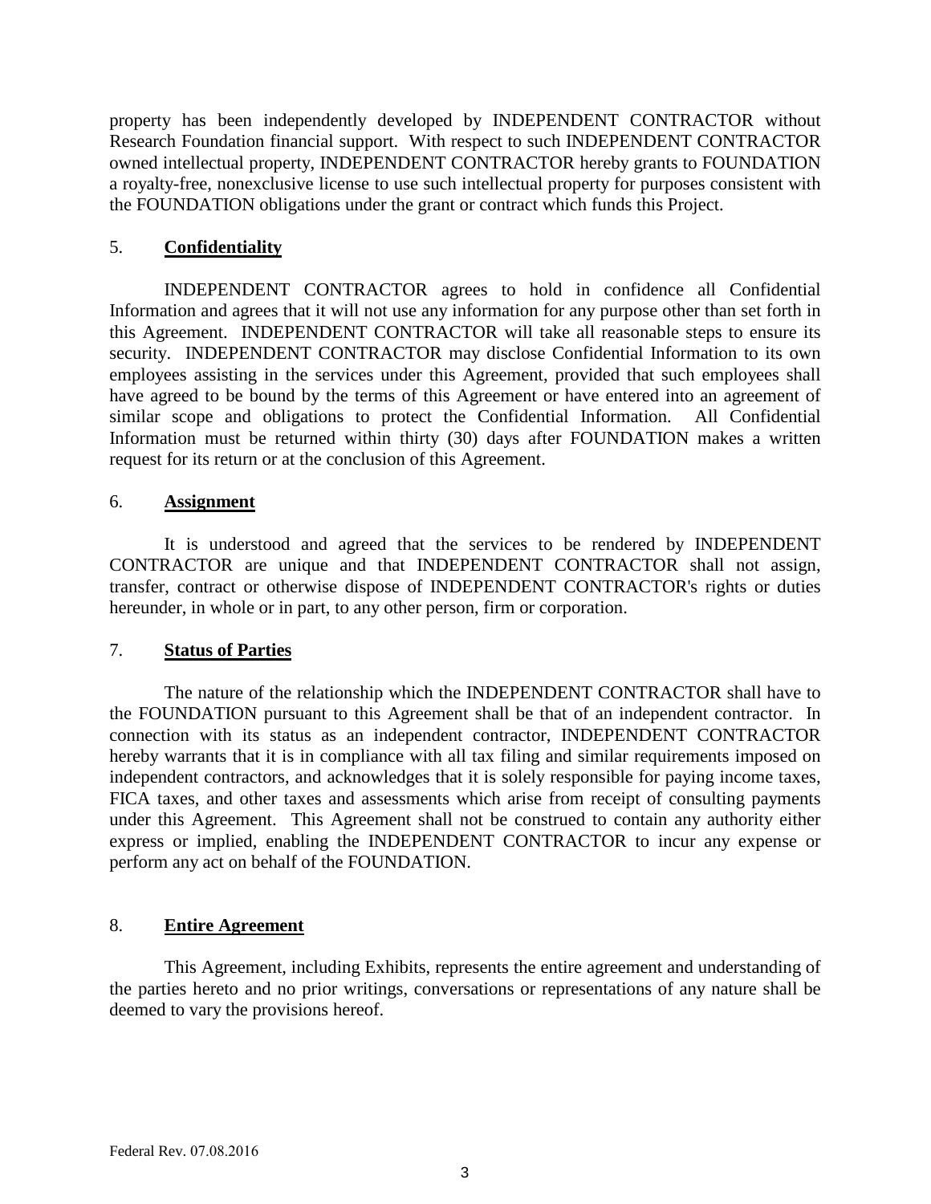property has been independently developed by INDEPENDENT CONTRACTOR without Research Foundation financial support. With respect to such INDEPENDENT CONTRACTOR owned intellectual property, INDEPENDENT CONTRACTOR hereby grants to FOUNDATION a royalty-free, nonexclusive license to use such intellectual property for purposes consistent with the FOUNDATION obligations under the grant or contract which funds this Project.

5. **Confidentiality**

INDEPENDENT CONTRACTOR agrees to hold in confidence all Confidential Information and agrees that it will not use any information for any purpose other than set forth in this Agreement. INDEPENDENT CONTRACTOR will take all reasonable steps to ensure its security. INDEPENDENT CONTRACTOR may disclose Confidential Information to its own employees assisting in the services under this Agreement, provided that such employees shall have agreed to be bound by the terms of this Agreement or have entered into an agreement of similar scope and obligations to protect the Confidential Information. All Confidential Information must be returned within thirty (30) days after FOUNDATION makes a written request for its return or at the conclusion of this Agreement.

6. **Assignment**

It is understood and agreed that the services to be rendered by INDEPENDENT CONTRACTOR are unique and that INDEPENDENT CONTRACTOR shall not assign, transfer, contract or otherwise dispose of INDEPENDENT CONTRACTOR's rights or duties hereunder, in whole or in part, to any other person, firm or corporation.

7. **Status of Parties**

The nature of the relationship which the INDEPENDENT CONTRACTOR shall have to the FOUNDATION pursuant to this Agreement shall be that of an independent contractor. In connection with its status as an independent contractor, INDEPENDENT CONTRACTOR hereby warrants that it is in compliance with all tax filing and similar requirements imposed on independent contractors, and acknowledges that it is solely responsible for paying income taxes, FICA taxes, and other taxes and assessments which arise from receipt of consulting payments under this Agreement. This Agreement shall not be construed to contain any authority either express or implied, enabling the INDEPENDENT CONTRACTOR to incur any expense or perform any act on behalf of the FOUNDATION.

8. **Entire Agreement**

This Agreement, including Exhibits, represents the entire agreement and understanding of the parties hereto and no prior writings, conversations or representations of any nature shall be deemed to vary the provisions hereof.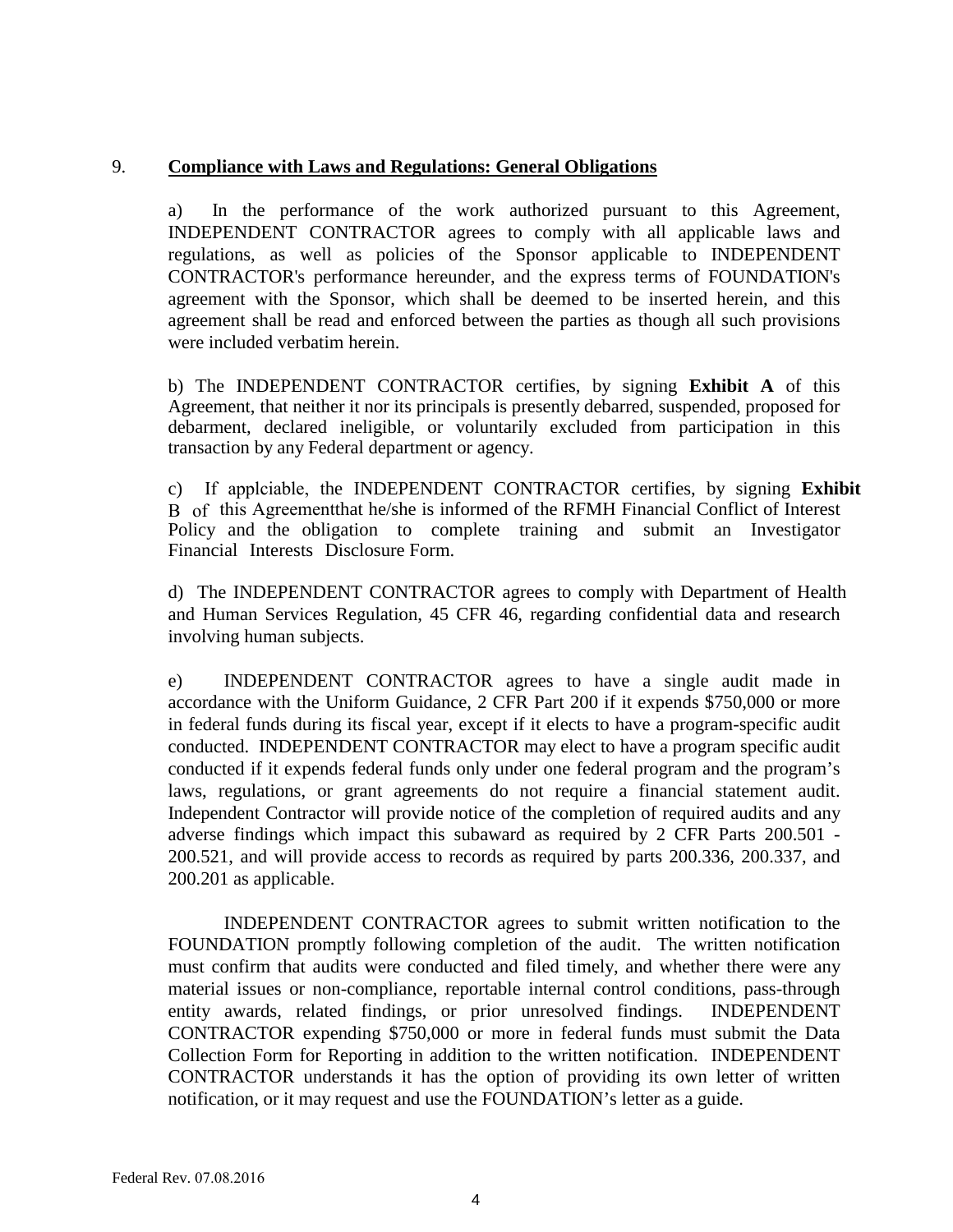9. **Compliance with Laws and Regulations: General Obligations**

a) In the performance of the work authorized pursuant to this Agreement, INDEPENDENT CONTRACTOR agrees to comply with all applicable laws and regulations, as well as policies of the Sponsor applicable to INDEPENDENT CONTRACTOR's performance hereunder, and the express terms of FOUNDATION's agreement with the Sponsor, which shall be deemed to be inserted herein, and this agreement shall be read and enforced between the parties as though all such provisions were included verbatim herein.

b) The INDEPENDENT CONTRACTOR certifies, by signing **Exhibit A** of this Agreement, that neither it nor its principals is presently debarred, suspended, proposed for debarment, declared ineligible, or voluntarily excluded from participation in this transaction by any Federal department or agency.

c) If applciable, the INDEPENDENT CONTRACTOR certifies, by signing **Exhibit** B of this Agreementthat he/she is informed of the RFMH Financial Conflict of Interest Policy and the obligation to complete training and submit an Investigator Financial Interests Disclosure Form.

d) The INDEPENDENT CONTRACTOR agrees to comply with Department of Health and Human Services Regulation, 45 CFR 46, regarding confidential data and research involving human subjects.

e) INDEPENDENT CONTRACTOR agrees to have a single audit made in accordance with the Uniform Guidance, 2 CFR Part 200 if it expends $750,000 or more in federal funds during its fiscal year, except if it elects to have a program-specific audit conducted. INDEPENDENT CONTRACTOR may elect to have a program specific audit conducted if it expends federal funds only under one federal program and the program's laws, regulations, or grant agreements do not require a financial statement audit. Independent Contractor will provide notice of the completion of required audits and any adverse findings which impact this subaward as required by 2 CFR Parts 200.501 - 200.521, and will provide access to records as required by parts 200.336, 200.337, and 200.201 as applicable.

INDEPENDENT CONTRACTOR agrees to submit written notification to the FOUNDATION promptly following completion of the audit. The written notification must confirm that audits were conducted and filed timely, and whether there were any material issues or non-compliance, reportable internal control conditions, pass-through entity awards, related findings, or prior unresolved findings. INDEPENDENT CONTRACTOR expending $750,000 or more in federal funds must submit the Data Collection Form for Reporting in addition to the written notification. INDEPENDENT CONTRACTOR understands it has the option of providing its own letter of written notification, or it may request and use the FOUNDATION's letter as a guide.

Federal Rev. 07.08.2016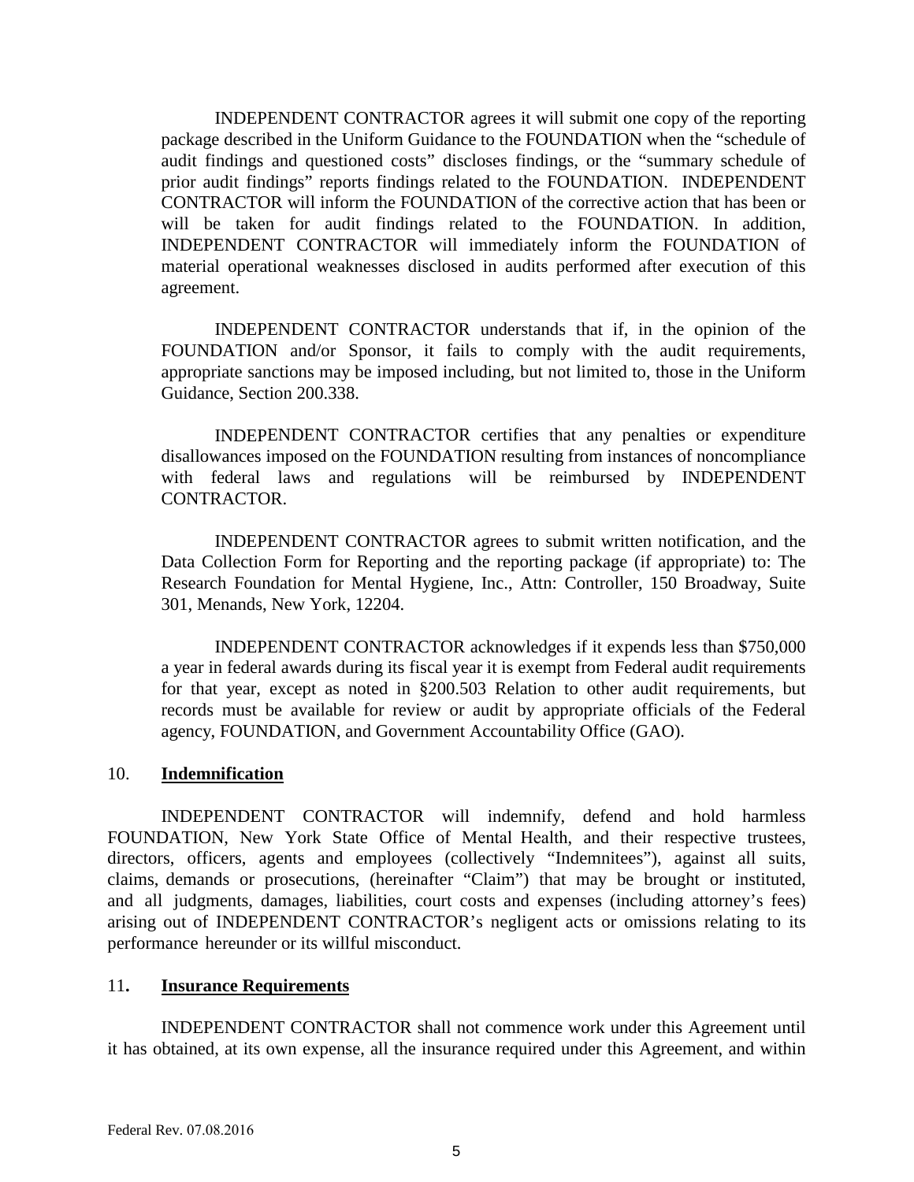INDEPENDENT CONTRACTOR agrees it will submit one copy of the reporting package described in the Uniform Guidance to the FOUNDATION when the "schedule of audit findings and questioned costs" discloses findings, or the "summary schedule of prior audit findings" reports findings related to the FOUNDATION. INDEPENDENT CONTRACTOR will inform the FOUNDATION of the corrective action that has been or will be taken for audit findings related to the FOUNDATION. In addition, INDEPENDENT CONTRACTOR will immediately inform the FOUNDATION of material operational weaknesses disclosed in audits performed after execution of this agreement.

INDEPENDENT CONTRACTOR understands that if, in the opinion of the FOUNDATION and/or Sponsor, it fails to comply with the audit requirements, appropriate sanctions may be imposed including, but not limited to, those in the Uniform Guidance, Section 200.338.

INDEPENDENT CONTRACTOR certifies that any penalties or expenditure disallowances imposed on the FOUNDATION resulting from instances of noncompliance with federal laws and regulations will be reimbursed by INDEPENDENT CONTRACTOR.

INDEPENDENT CONTRACTOR agrees to submit written notification, and the Data Collection Form for Reporting and the reporting package (if appropriate) to: The Research Foundation for Mental Hygiene, Inc., Attn: Controller, 150 Broadway, Suite 301, Menands, New York, 12204.

INDEPENDENT CONTRACTOR acknowledges if it expends less than $750,000 a year in federal awards during its fiscal year it is exempt from Federal audit requirements for that year, except as noted in §200.503 Relation to other audit requirements, but records must be available for review or audit by appropriate officials of the Federal agency, FOUNDATION, and Government Accountability Office (GAO).

10. **<u>Indemnification</u>**

INDEPENDENT CONTRACTOR will indemnify, defend and hold harmless FOUNDATION, New York State Office of Mental Health, and their respective trustees, directors, officers, agents and employees (collectively "Indemnitees"), against all suits, claims, demands or prosecutions, (hereinafter "Claim") that may be brought or instituted, and all judgments, damages, liabilities, court costs and expenses (including attorney's fees) arising out of INDEPENDENT CONTRACTOR's negligent acts or omissions relating to its performance hereunder or its willful misconduct.

11**.** **<u>Insurance Requirements</u>**

INDEPENDENT CONTRACTOR shall not commence work under this Agreement until it has obtained, at its own expense, all the insurance required under this Agreement, and within

Federal Rev. 07.08.2016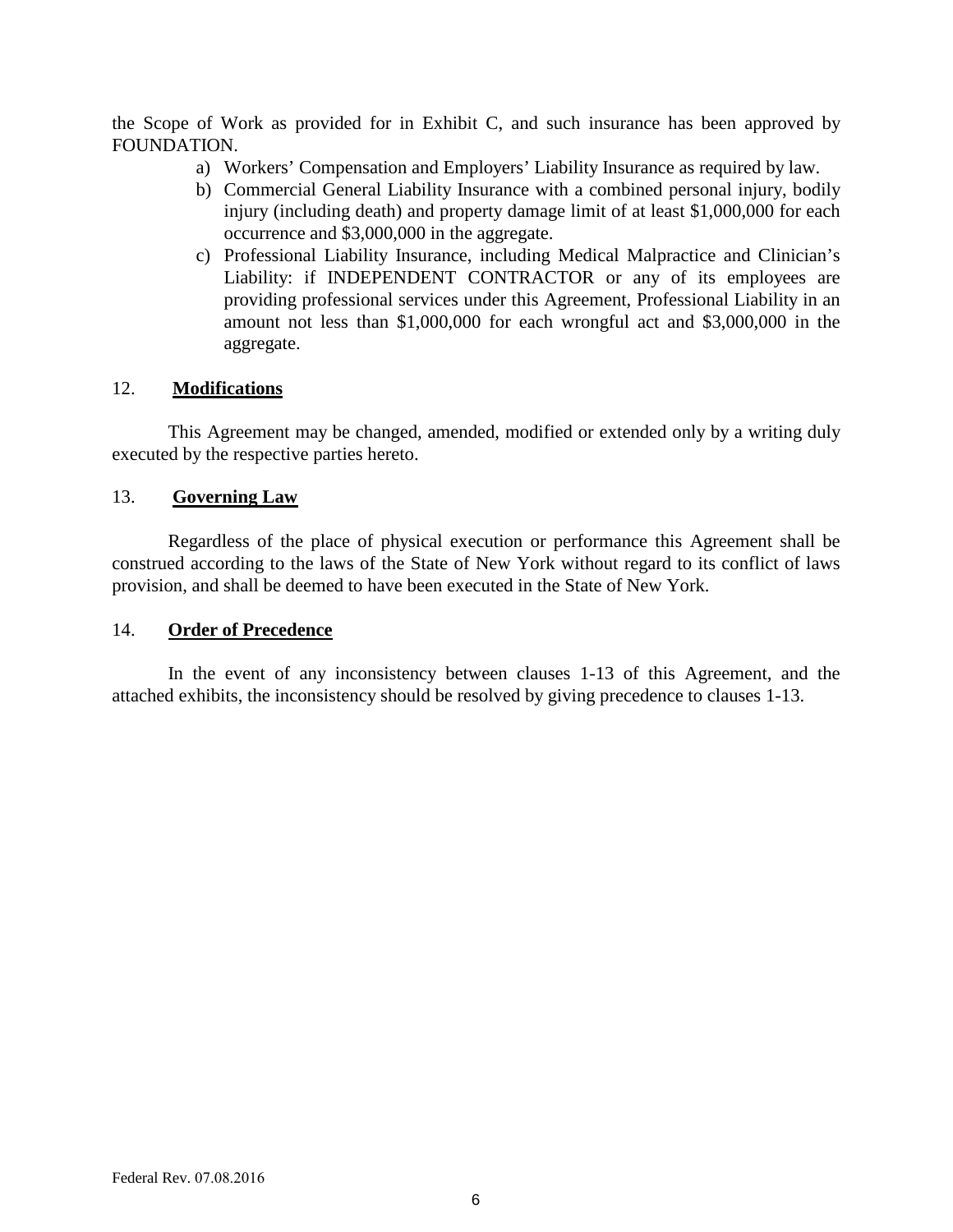the Scope of Work as provided for in Exhibit C, and such insurance has been approved by FOUNDATION.

a) Workers' Compensation and Employers' Liability Insurance as required by law.
b) Commercial General Liability Insurance with a combined personal injury, bodily injury (including death) and property damage limit of at least $1,000,000 for each occurrence and $3,000,000 in the aggregate.
c) Professional Liability Insurance, including Medical Malpractice and Clinician's Liability: if INDEPENDENT CONTRACTOR or any of its employees are providing professional services under this Agreement, Professional Liability in an amount not less than $1,000,000 for each wrongful act and $3,000,000 in the aggregate.

12. **Modifications**

This Agreement may be changed, amended, modified or extended only by a writing duly executed by the respective parties hereto.

13. **Governing Law**

Regardless of the place of physical execution or performance this Agreement shall be construed according to the laws of the State of New York without regard to its conflict of laws provision, and shall be deemed to have been executed in the State of New York.

14. **Order of Precedence**

In the event of any inconsistency between clauses 1-13 of this Agreement, and the attached exhibits, the inconsistency should be resolved by giving precedence to clauses 1-13.

Federal Rev. 07.08.2016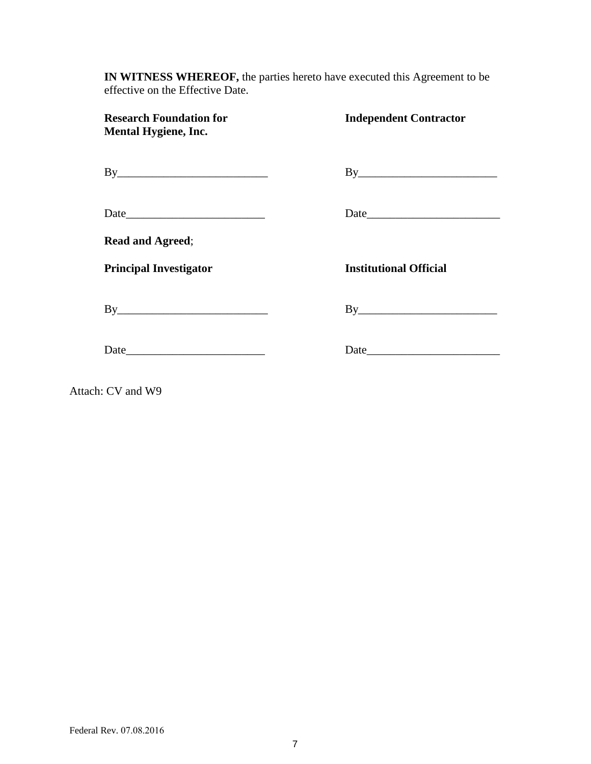**IN WITNESS WHEREOF,** the parties hereto have executed this Agreement to be effective on the Effective Date.

| **Research Foundation for Mental Hygiene, Inc.** | **Independent Contractor** |
|---|---|
| By__________________________ | By________________________ |
| Date________________________ | Date_______________________ |

**Read and Agreed**;

| **Principal Investigator** | **Institutional Official** |
|---|---|
| By__________________________ | By________________________ |
| Date________________________ | Date_______________________ |

Attach: CV and W9

Federal Rev. 07.08.2016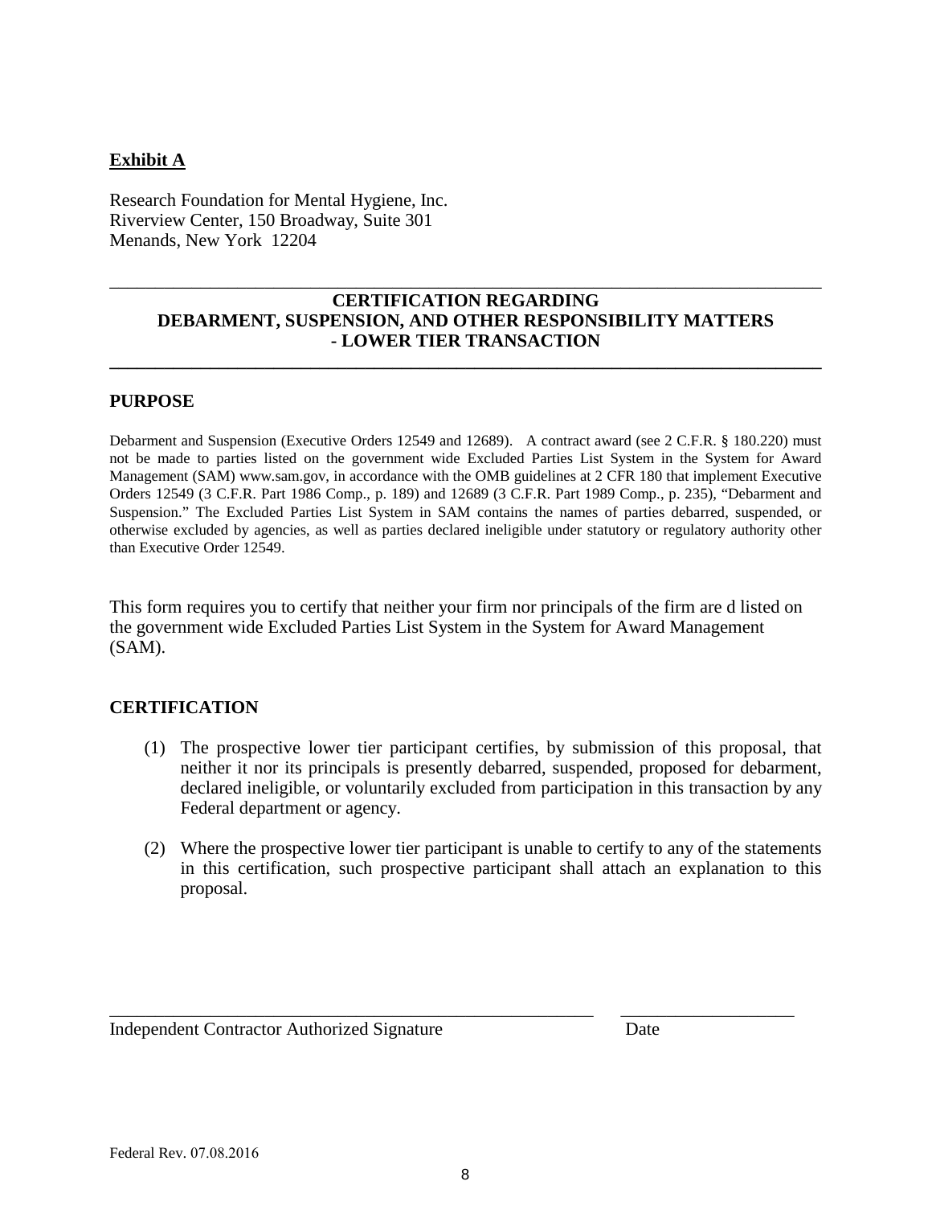**Exhibit A**

Research Foundation for Mental Hygiene, Inc.
Riverview Center, 150 Broadway, Suite 301
Menands, New York 12204

---

**CERTIFICATION REGARDING**
**DEBARMENT, SUSPENSION, AND OTHER RESPONSIBILITY MATTERS**
**- LOWER TIER TRANSACTION**

---

**PURPOSE**

Debarment and Suspension (Executive Orders 12549 and 12689). A contract award (see 2 C.F.R. § 180.220) must not be made to parties listed on the government wide Excluded Parties List System in the System for Award Management (SAM) www.sam.gov, in accordance with the OMB guidelines at 2 CFR 180 that implement Executive Orders 12549 (3 C.F.R. Part 1986 Comp., p. 189) and 12689 (3 C.F.R. Part 1989 Comp., p. 235), "Debarment and Suspension." The Excluded Parties List System in SAM contains the names of parties debarred, suspended, or otherwise excluded by agencies, as well as parties declared ineligible under statutory or regulatory authority other than Executive Order 12549.

This form requires you to certify that neither your firm nor principals of the firm are d listed on the government wide Excluded Parties List System in the System for Award Management (SAM).

**CERTIFICATION**

(1) The prospective lower tier participant certifies, by submission of this proposal, that neither it nor its principals is presently debarred, suspended, proposed for debarment, declared ineligible, or voluntarily excluded from participation in this transaction by any Federal department or agency.

(2) Where the prospective lower tier participant is unable to certify to any of the statements in this certification, such prospective participant shall attach an explanation to this proposal.

_______________________________________________ ___________________
Independent Contractor Authorized Signature Date

Federal Rev. 07.08.2016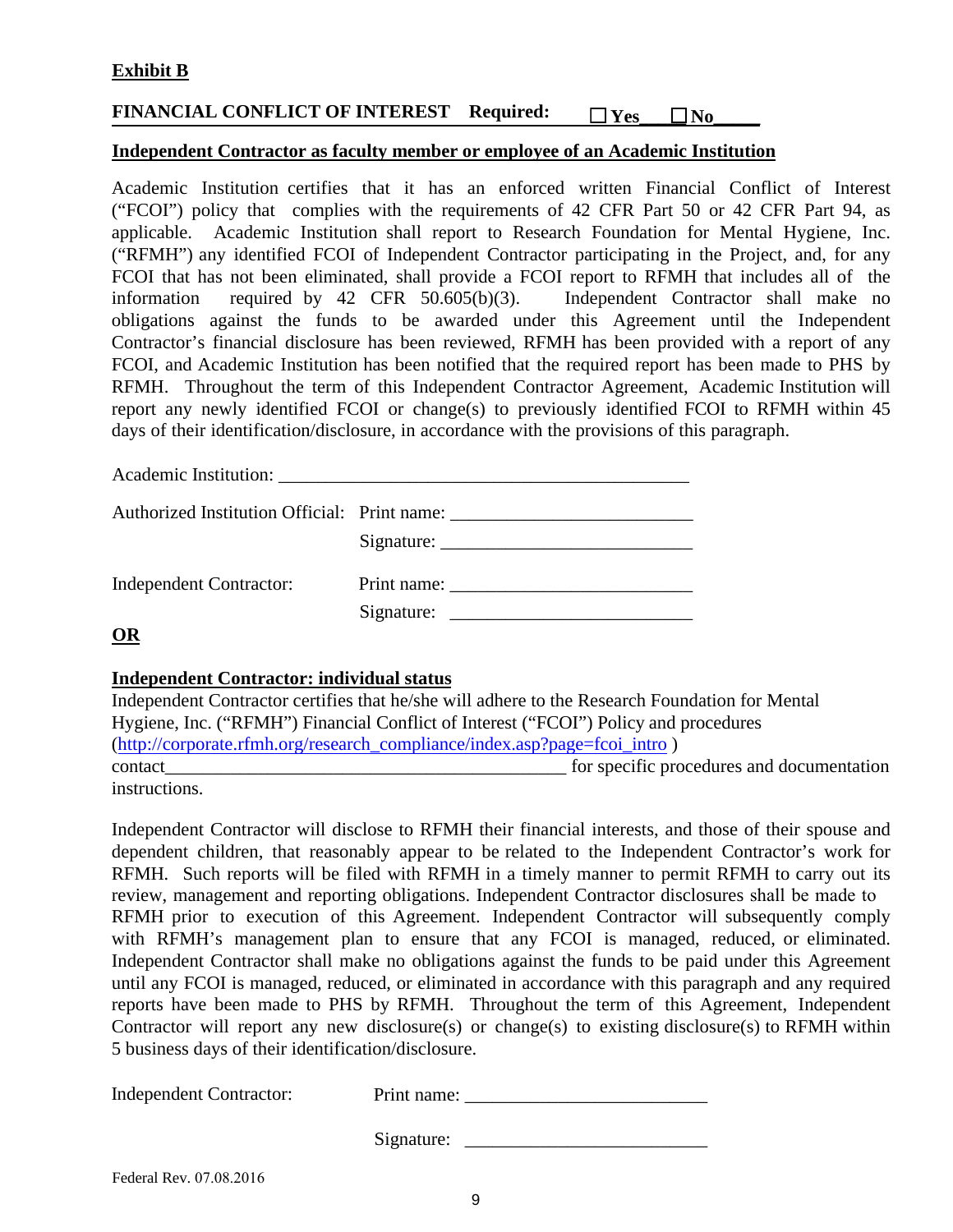**Exhibit B**

**FINANCIAL CONFLICT OF INTEREST Required: ☐ Yes___ ☐ No_____**

**Independent Contractor as faculty member or employee of an Academic Institution**

Academic Institution certifies that it has an enforced written Financial Conflict of Interest ("FCOI") policy that complies with the requirements of 42 CFR Part 50 or 42 CFR Part 94, as applicable. Academic Institution shall report to Research Foundation for Mental Hygiene, Inc. ("RFMH") any identified FCOI of Independent Contractor participating in the Project, and, for any FCOI that has not been eliminated, shall provide a FCOI report to RFMH that includes all of the information required by 42 CFR 50.605(b)(3). Independent Contractor shall make no obligations against the funds to be awarded under this Agreement until the Independent Contractor's financial disclosure has been reviewed, RFMH has been provided with a report of any FCOI, and Academic Institution has been notified that the required report has been made to PHS by RFMH. Throughout the term of this Independent Contractor Agreement, Academic Institution will report any newly identified FCOI or change(s) to previously identified FCOI to RFMH within 45 days of their identification/disclosure, in accordance with the provisions of this paragraph.

Academic Institution: ___________________________________________

Authorized Institution Official: Print name: _________________________

Signature: _________________________

Independent Contractor: Print name: _________________________

Signature: _________________________

**OR**

**Independent Contractor: individual status**

Independent Contractor certifies that he/she will adhere to the Research Foundation for Mental Hygiene, Inc. ("RFMH") Financial Conflict of Interest ("FCOI") Policy and procedures (http://corporate.rfmh.org/research_compliance/index.asp?page=fcoi_intro ) contact___________________________________________ for specific procedures and documentation instructions.

Independent Contractor will disclose to RFMH their financial interests, and those of their spouse and dependent children, that reasonably appear to be related to the Independent Contractor's work for RFMH. Such reports will be filed with RFMH in a timely manner to permit RFMH to carry out its review, management and reporting obligations. Independent Contractor disclosures shall be made to RFMH prior to execution of this Agreement. Independent Contractor will subsequently comply with RFMH's management plan to ensure that any FCOI is managed, reduced, or eliminated. Independent Contractor shall make no obligations against the funds to be paid under this Agreement until any FCOI is managed, reduced, or eliminated in accordance with this paragraph and any required reports have been made to PHS by RFMH. Throughout the term of this Agreement, Independent Contractor will report any new disclosure(s) or change(s) to existing disclosure(s) to RFMH within 5 business days of their identification/disclosure.

Independent Contractor: Print name: _________________________

Signature: _________________________

Federal Rev. 07.08.2016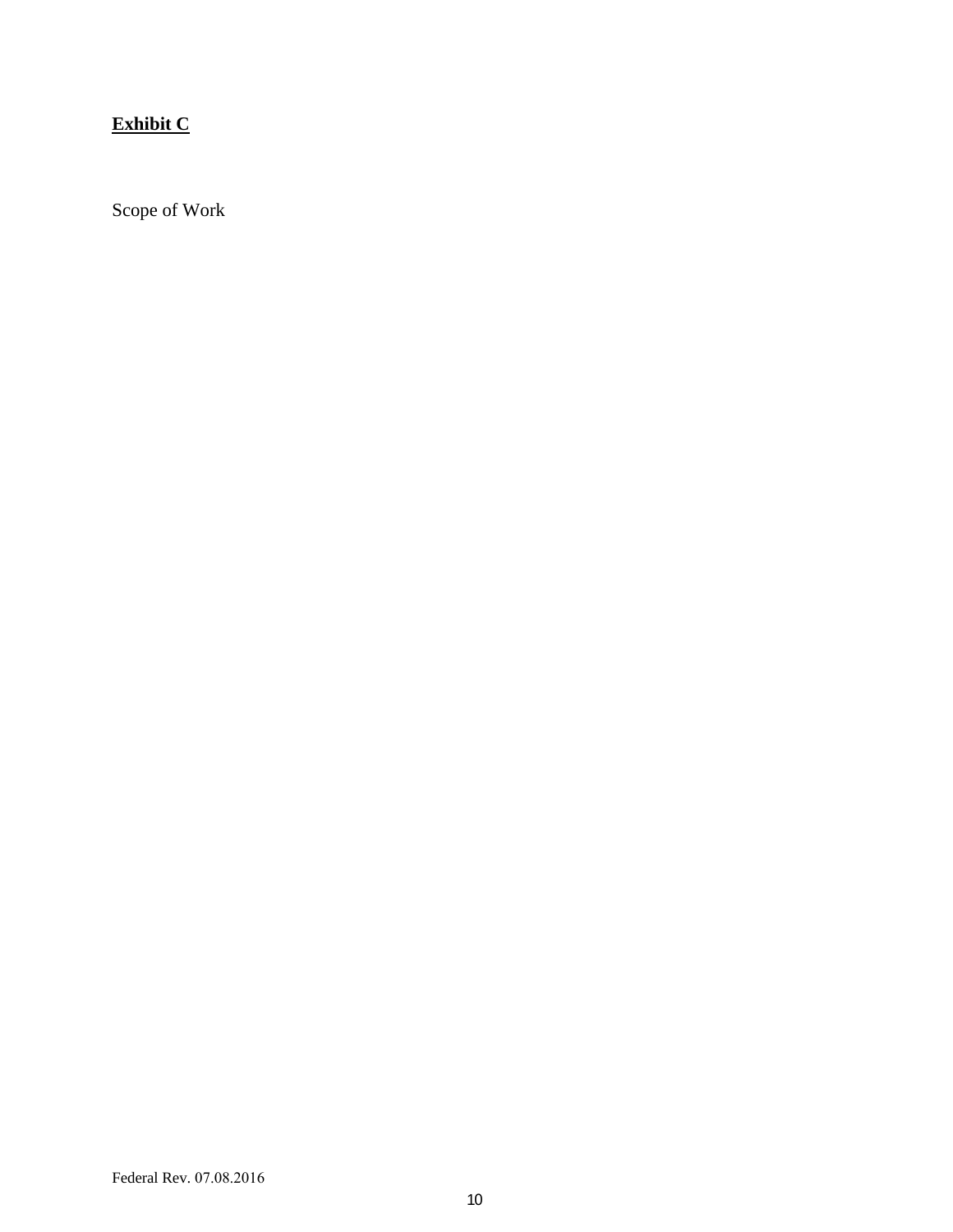**Exhibit C**

Scope of Work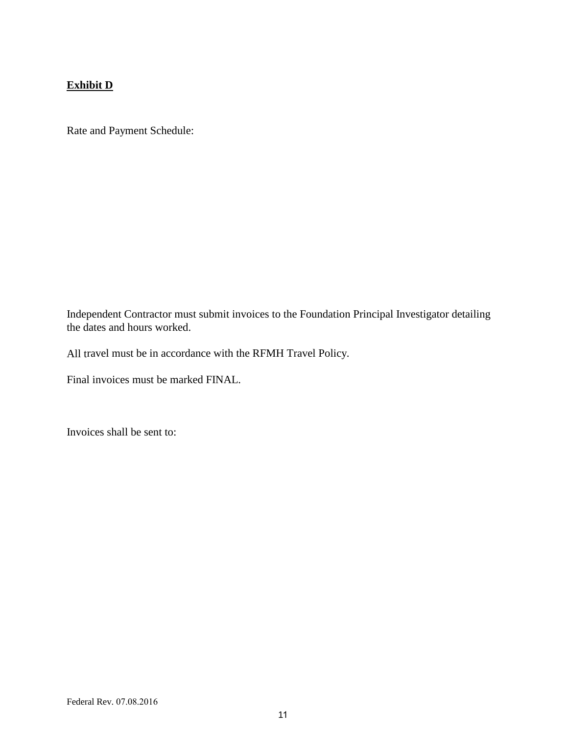**Exhibit D**

Rate and Payment Schedule:

Independent Contractor must submit invoices to the Foundation Principal Investigator detailing the dates and hours worked.

All travel must be in accordance with the RFMH Travel Policy.

Final invoices must be marked FINAL.

Invoices shall be sent to: